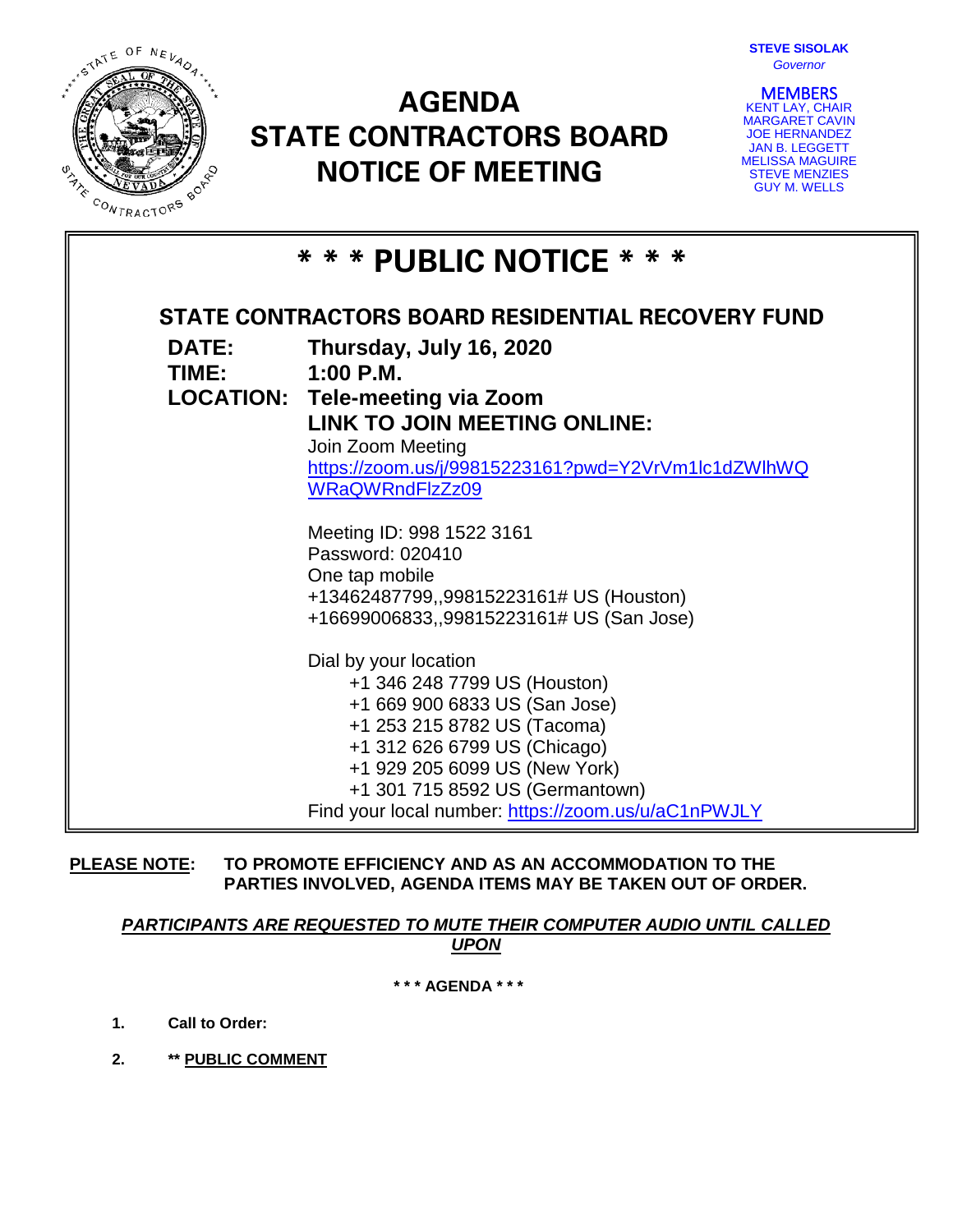**STEVE SISOLAK**
*Governor*

**MEMBERS**
KENT LAY, CHAIR
MARGARET CAVIN
JOE HERNANDEZ
JAN B. LEGGETT
MELISSA MAGUIRE
STEVE MENZIES
GUY M. WELLS

# AGENDA
# STATE CONTRACTORS BOARD
# NOTICE OF MEETING

## * * * PUBLIC NOTICE * * *

### STATE CONTRACTORS BOARD RESIDENTIAL RECOVERY FUND

**DATE:** **Thursday, July 16, 2020**

**TIME:** **1:00 P.M.**

**LOCATION:** **Tele-meeting via Zoom**

**LINK TO JOIN MEETING ONLINE:**

Join Zoom Meeting
https://zoom.us/j/99815223161?pwd=Y2VrVm1lc1dZWlhWQWRaQWRndFlzZz09

Meeting ID: 998 1522 3161
Password: 020410
One tap mobile
+13462487799,,99815223161# US (Houston)
+16699006833,,99815223161# US (San Jose)

Dial by your location
- +1 346 248 7799 US (Houston)
- +1 669 900 6833 US (San Jose)
- +1 253 215 8782 US (Tacoma)
- +1 312 626 6799 US (Chicago)
- +1 929 205 6099 US (New York)
- +1 301 715 8592 US (Germantown)

Find your local number: https://zoom.us/u/aC1nPWJLY

**PLEASE NOTE:** **TO PROMOTE EFFICIENCY AND AS AN ACCOMMODATION TO THE PARTIES INVOLVED, AGENDA ITEMS MAY BE TAKEN OUT OF ORDER.**

***PARTICIPANTS ARE REQUESTED TO MUTE THEIR COMPUTER AUDIO UNTIL CALLED UPON***

**\* \* \* AGENDA \* \* \***

1. **Call to Order:**
2. **\*\* PUBLIC COMMENT**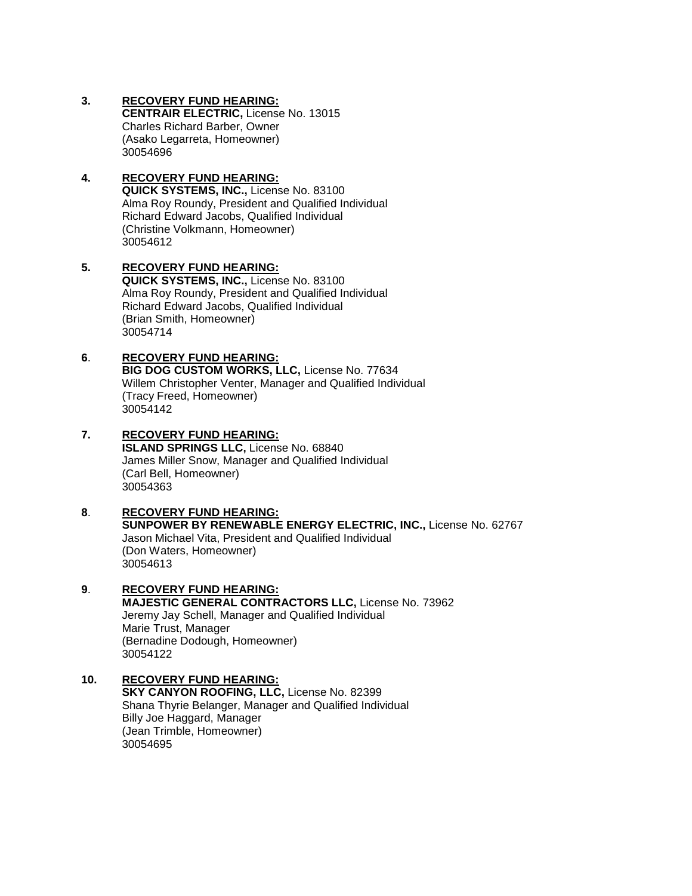3. **<u>RECOVERY FUND HEARING:</u>**
   **CENTRAIR ELECTRIC,** License No. 13015
   Charles Richard Barber, Owner
   (Asako Legarreta, Homeowner)
   30054696

4. **<u>RECOVERY FUND HEARING:</u>**
   **QUICK SYSTEMS, INC.,** License No. 83100
   Alma Roy Roundy, President and Qualified Individual
   Richard Edward Jacobs, Qualified Individual
   (Christine Volkmann, Homeowner)
   30054612

5. **<u>RECOVERY FUND HEARING:</u>**
   **QUICK SYSTEMS, INC.,** License No. 83100
   Alma Roy Roundy, President and Qualified Individual
   Richard Edward Jacobs, Qualified Individual
   (Brian Smith, Homeowner)
   30054714

6. **<u>RECOVERY FUND HEARING:</u>**
   **BIG DOG CUSTOM WORKS, LLC,** License No. 77634
   Willem Christopher Venter, Manager and Qualified Individual
   (Tracy Freed, Homeowner)
   30054142

7. **<u>RECOVERY FUND HEARING:</u>**
   **ISLAND SPRINGS LLC,** License No. 68840
   James Miller Snow, Manager and Qualified Individual
   (Carl Bell, Homeowner)
   30054363

8. **<u>RECOVERY FUND HEARING:</u>**
   **SUNPOWER BY RENEWABLE ENERGY ELECTRIC, INC.,** License No. 62767
   Jason Michael Vita, President and Qualified Individual
   (Don Waters, Homeowner)
   30054613

9. **<u>RECOVERY FUND HEARING:</u>**
   **MAJESTIC GENERAL CONTRACTORS LLC,** License No. 73962
   Jeremy Jay Schell, Manager and Qualified Individual
   Marie Trust, Manager
   (Bernadine Dodough, Homeowner)
   30054122

10. **<u>RECOVERY FUND HEARING:</u>**
    **SKY CANYON ROOFING, LLC,** License No. 82399
    Shana Thyrie Belanger, Manager and Qualified Individual
    Billy Joe Haggard, Manager
    (Jean Trimble, Homeowner)
    30054695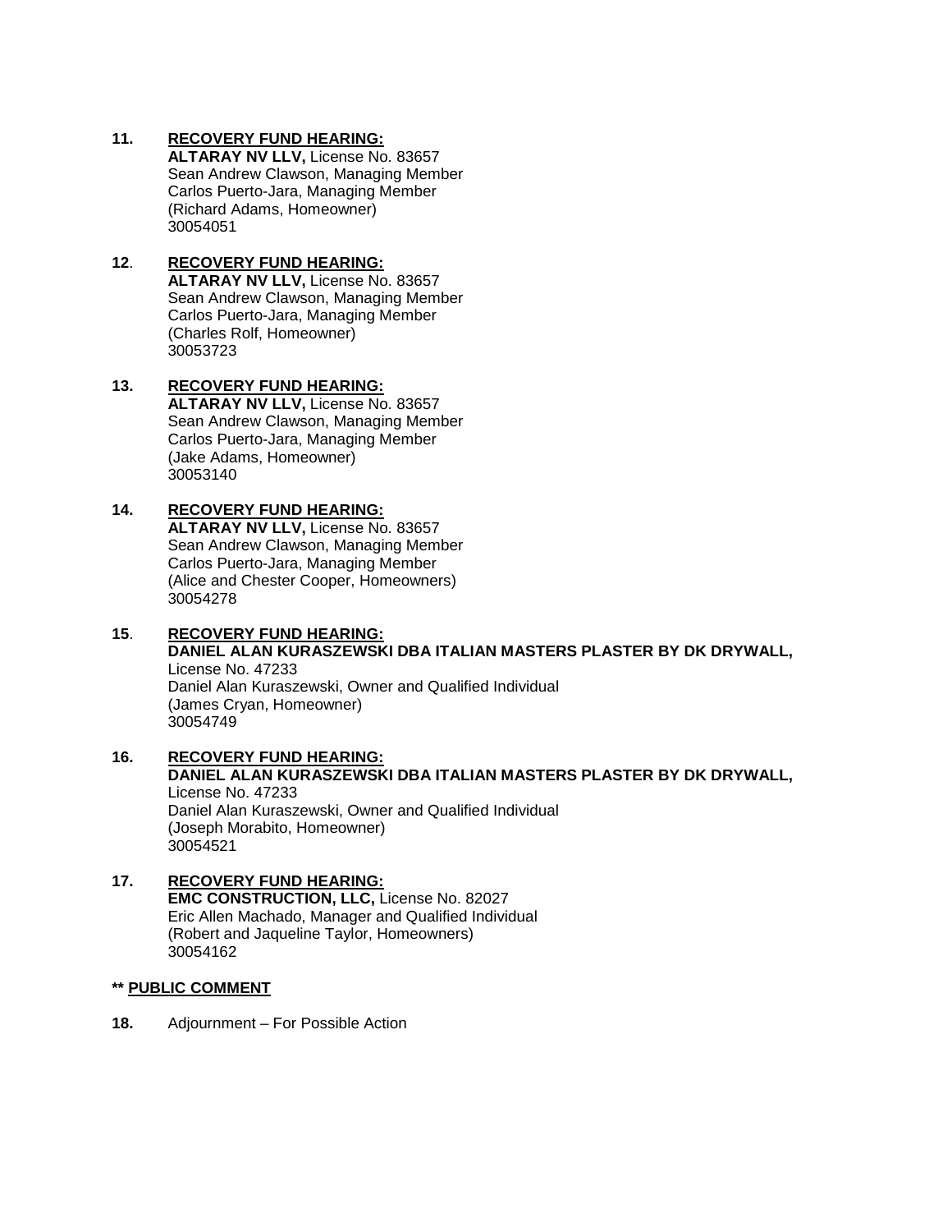**11.** **RECOVERY FUND HEARING:**
**ALTARAY NV LLV,** License No. 83657
Sean Andrew Clawson, Managing Member
Carlos Puerto-Jara, Managing Member
(Richard Adams, Homeowner)
30054051

**12**. **RECOVERY FUND HEARING:**
**ALTARAY NV LLV,** License No. 83657
Sean Andrew Clawson, Managing Member
Carlos Puerto-Jara, Managing Member
(Charles Rolf, Homeowner)
30053723

**13.** **RECOVERY FUND HEARING:**
**ALTARAY NV LLV,** License No. 83657
Sean Andrew Clawson, Managing Member
Carlos Puerto-Jara, Managing Member
(Jake Adams, Homeowner)
30053140

**14.** **RECOVERY FUND HEARING:**
**ALTARAY NV LLV,** License No. 83657
Sean Andrew Clawson, Managing Member
Carlos Puerto-Jara, Managing Member
(Alice and Chester Cooper, Homeowners)
30054278

**15**. **RECOVERY FUND HEARING:**
**DANIEL ALAN KURASZEWSKI DBA ITALIAN MASTERS PLASTER BY DK DRYWALL,**
License No. 47233
Daniel Alan Kuraszewski, Owner and Qualified Individual
(James Cryan, Homeowner)
30054749

**16.** **RECOVERY FUND HEARING:**
**DANIEL ALAN KURASZEWSKI DBA ITALIAN MASTERS PLASTER BY DK DRYWALL,**
License No. 47233
Daniel Alan Kuraszewski, Owner and Qualified Individual
(Joseph Morabito, Homeowner)
30054521

**17.** **RECOVERY FUND HEARING:**
**EMC CONSTRUCTION, LLC,** License No. 82027
Eric Allen Machado, Manager and Qualified Individual
(Robert and Jaqueline Taylor, Homeowners)
30054162

**\*\* PUBLIC COMMENT**

**18.** Adjournment – For Possible Action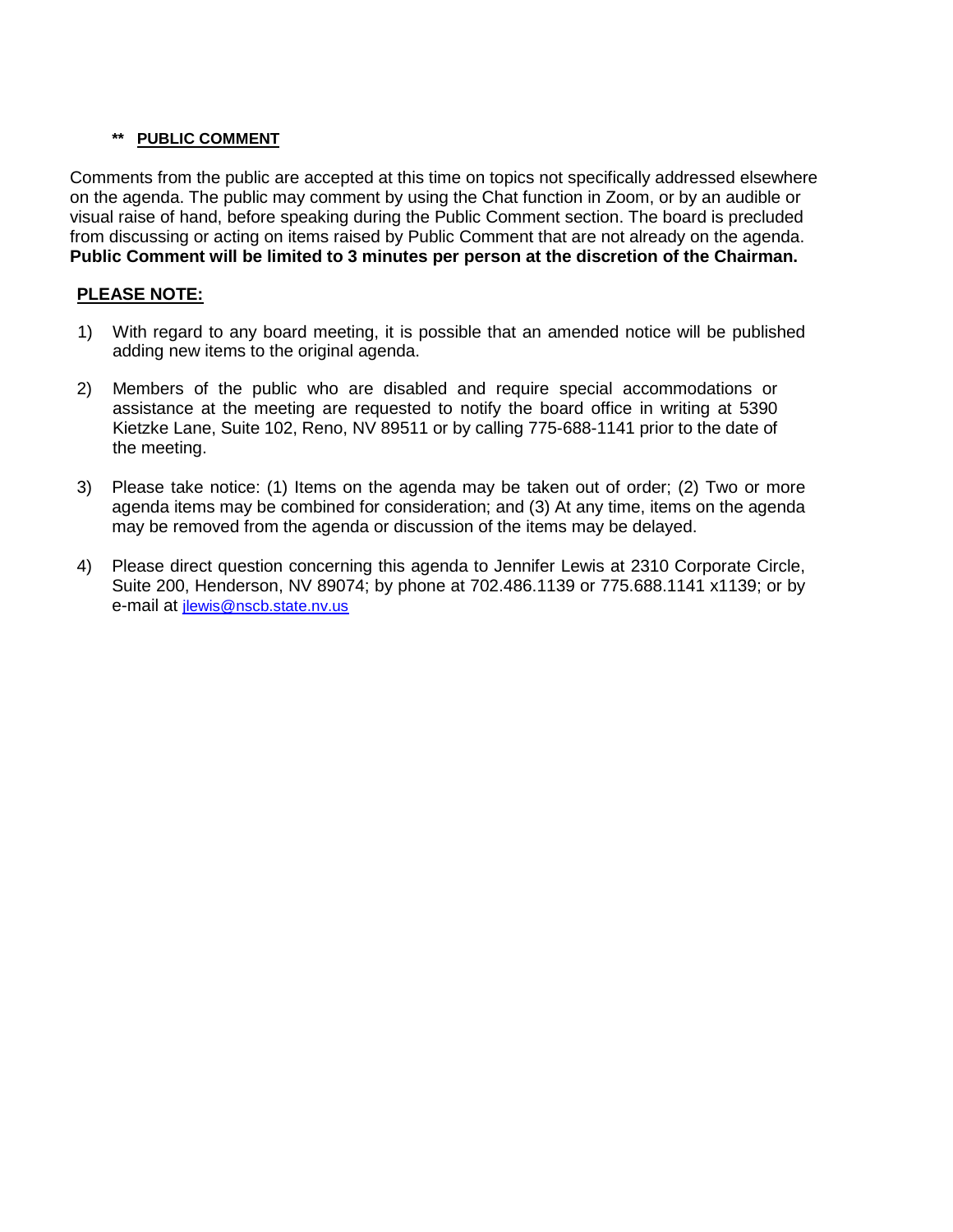**&ast;&ast; PUBLIC COMMENT**

Comments from the public are accepted at this time on topics not specifically addressed elsewhere on the agenda. The public may comment by using the Chat function in Zoom, or by an audible or visual raise of hand, before speaking during the Public Comment section. The board is precluded from discussing or acting on items raised by Public Comment that are not already on the agenda. **Public Comment will be limited to 3 minutes per person at the discretion of the Chairman.**

**PLEASE NOTE:**

1) With regard to any board meeting, it is possible that an amended notice will be published adding new items to the original agenda.

2) Members of the public who are disabled and require special accommodations or assistance at the meeting are requested to notify the board office in writing at 5390 Kietzke Lane, Suite 102, Reno, NV 89511 or by calling 775-688-1141 prior to the date of the meeting.

3) Please take notice: (1) Items on the agenda may be taken out of order; (2) Two or more agenda items may be combined for consideration; and (3) At any time, items on the agenda may be removed from the agenda or discussion of the items may be delayed.

4) Please direct question concerning this agenda to Jennifer Lewis at 2310 Corporate Circle, Suite 200, Henderson, NV 89074; by phone at 702.486.1139 or 775.688.1141 x1139; or by e-mail at jlewis@nscb.state.nv.us